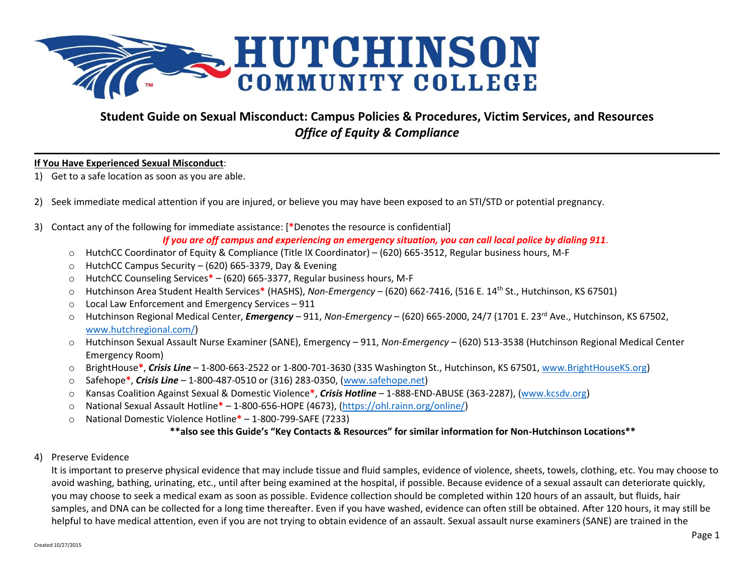# HUTCHINSON COMMUNITY COLLEGE

## Student Guide on Sexual Misconduct: Campus Policies & Procedures, Victim Services, and Resources
### *Office of Equity & Compliance*

---

**<u>If You Have Experienced Sexual Misconduct</u>**:

1) Get to a safe location as soon as you are able.

2) Seek immediate medical attention if you are injured, or believe you may have been exposed to an STI/STD or potential pregnancy.

3) Contact any of the following for immediate assistance: [**\***Denotes the resource is confidential]

   ***If you are off campus and experiencing an emergency situation, you can call local police by dialing 911.***

   - HutchCC Coordinator of Equity & Compliance (Title IX Coordinator) – (620) 665-3512, Regular business hours, M-F
   - HutchCC Campus Security – (620) 665-3379, Day & Evening
   - HutchCC Counseling Services**\*** – (620) 665-3377, Regular business hours, M-F
   - Hutchinson Area Student Health Services**\*** (HASHS), *Non-Emergency* – (620) 662-7416, (516 E. 14th St., Hutchinson, KS 67501)
   - Local Law Enforcement and Emergency Services – 911
   - Hutchinson Regional Medical Center, ***Emergency*** – 911, *Non-Emergency* – (620) 665-2000, 24/7 (1701 E. 23rd Ave., Hutchinson, KS 67502, www.hutchregional.com/)
   - Hutchinson Sexual Assault Nurse Examiner (SANE), Emergency – 911, *Non-Emergency* – (620) 513-3538 (Hutchinson Regional Medical Center Emergency Room)
   - BrightHouse**\***, ***Crisis Line*** – 1-800-663-2522 or 1-800-701-3630 (335 Washington St., Hutchinson, KS 67501, www.BrightHouseKS.org)
   - Safehope**\***, ***Crisis Line*** – 1-800-487-0510 or (316) 283-0350, (www.safehope.net)
   - Kansas Coalition Against Sexual & Domestic Violence**\***, ***Crisis Hotline*** – 1-888-END-ABUSE (363-2287), (www.kcsdv.org)
   - National Sexual Assault Hotline**\*** – 1-800-656-HOPE (4673), (https://ohl.rainn.org/online/)
   - National Domestic Violence Hotline**\*** – 1-800-799-SAFE (7233)

   **\*\*also see this Guide's "Key Contacts & Resources" for similar information for Non-Hutchinson Locations\*\***

4) Preserve Evidence

   It is important to preserve physical evidence that may include tissue and fluid samples, evidence of violence, sheets, towels, clothing, etc. You may choose to avoid washing, bathing, urinating, etc., until after being examined at the hospital, if possible. Because evidence of a sexual assault can deteriorate quickly, you may choose to seek a medical exam as soon as possible. Evidence collection should be completed within 120 hours of an assault, but fluids, hair samples, and DNA can be collected for a long time thereafter. Even if you have washed, evidence can often still be obtained. After 120 hours, it may still be helpful to have medical attention, even if you are not trying to obtain evidence of an assault. Sexual assault nurse examiners (SANE) are trained in the

Created 10/27/2015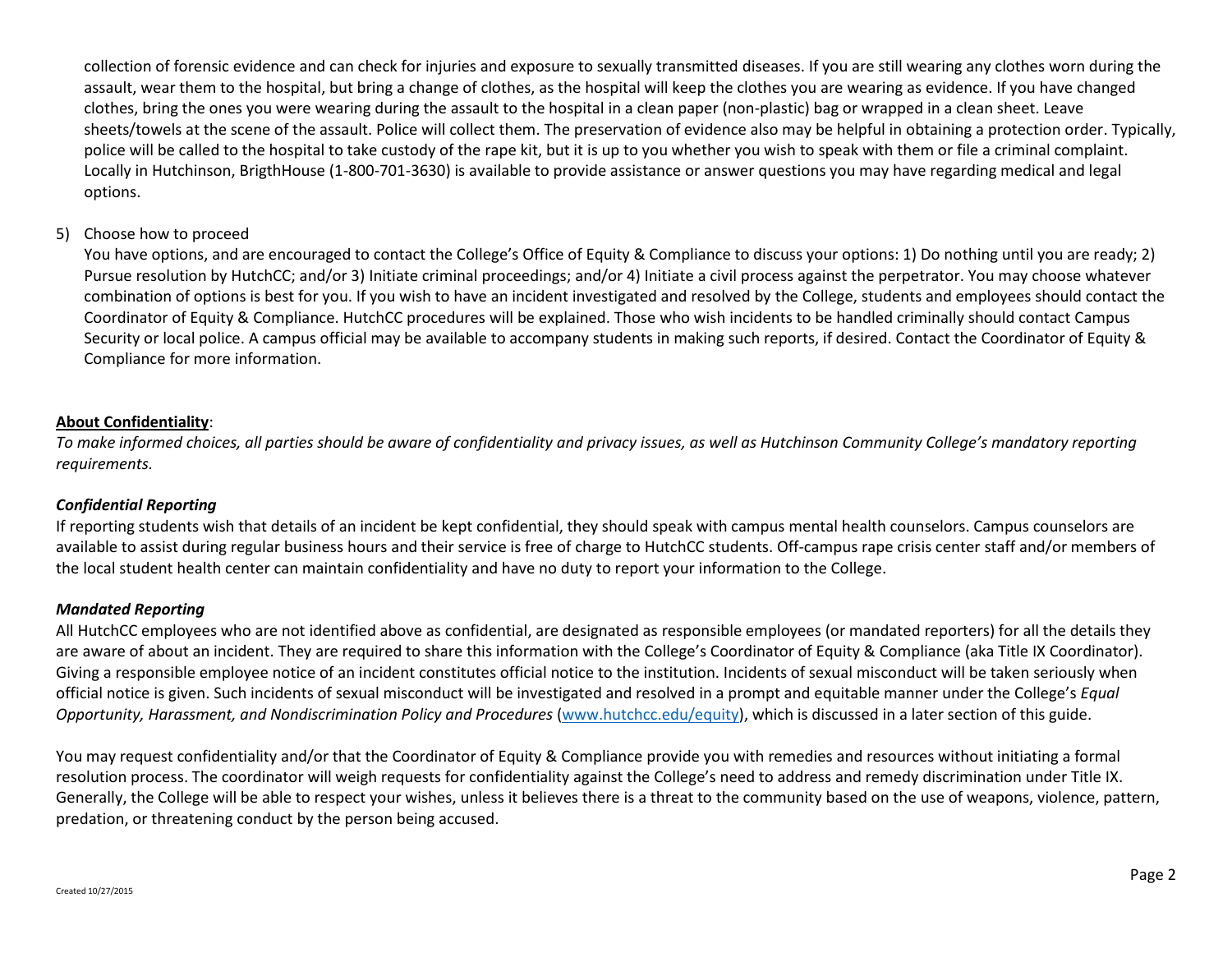collection of forensic evidence and can check for injuries and exposure to sexually transmitted diseases. If you are still wearing any clothes worn during the assault, wear them to the hospital, but bring a change of clothes, as the hospital will keep the clothes you are wearing as evidence. If you have changed clothes, bring the ones you were wearing during the assault to the hospital in a clean paper (non-plastic) bag or wrapped in a clean sheet. Leave sheets/towels at the scene of the assault. Police will collect them. The preservation of evidence also may be helpful in obtaining a protection order. Typically, police will be called to the hospital to take custody of the rape kit, but it is up to you whether you wish to speak with them or file a criminal complaint. Locally in Hutchinson, BrigthHouse (1-800-701-3630) is available to provide assistance or answer questions you may have regarding medical and legal options.

5) Choose how to proceed
   You have options, and are encouraged to contact the College's Office of Equity & Compliance to discuss your options: 1) Do nothing until you are ready; 2) Pursue resolution by HutchCC; and/or 3) Initiate criminal proceedings; and/or 4) Initiate a civil process against the perpetrator. You may choose whatever combination of options is best for you. If you wish to have an incident investigated and resolved by the College, students and employees should contact the Coordinator of Equity & Compliance. HutchCC procedures will be explained. Those who wish incidents to be handled criminally should contact Campus Security or local police. A campus official may be available to accompany students in making such reports, if desired. Contact the Coordinator of Equity & Compliance for more information.

**About Confidentiality**:

*To make informed choices, all parties should be aware of confidentiality and privacy issues, as well as Hutchinson Community College's mandatory reporting requirements.*

***Confidential Reporting***

If reporting students wish that details of an incident be kept confidential, they should speak with campus mental health counselors. Campus counselors are available to assist during regular business hours and their service is free of charge to HutchCC students. Off-campus rape crisis center staff and/or members of the local student health center can maintain confidentiality and have no duty to report your information to the College.

***Mandated Reporting***

All HutchCC employees who are not identified above as confidential, are designated as responsible employees (or mandated reporters) for all the details they are aware of about an incident. They are required to share this information with the College's Coordinator of Equity & Compliance (aka Title IX Coordinator). Giving a responsible employee notice of an incident constitutes official notice to the institution. Incidents of sexual misconduct will be taken seriously when official notice is given. Such incidents of sexual misconduct will be investigated and resolved in a prompt and equitable manner under the College's *Equal Opportunity, Harassment, and Nondiscrimination Policy and Procedures* (www.hutchcc.edu/equity), which is discussed in a later section of this guide.

You may request confidentiality and/or that the Coordinator of Equity & Compliance provide you with remedies and resources without initiating a formal resolution process. The coordinator will weigh requests for confidentiality against the College's need to address and remedy discrimination under Title IX. Generally, the College will be able to respect your wishes, unless it believes there is a threat to the community based on the use of weapons, violence, pattern, predation, or threatening conduct by the person being accused.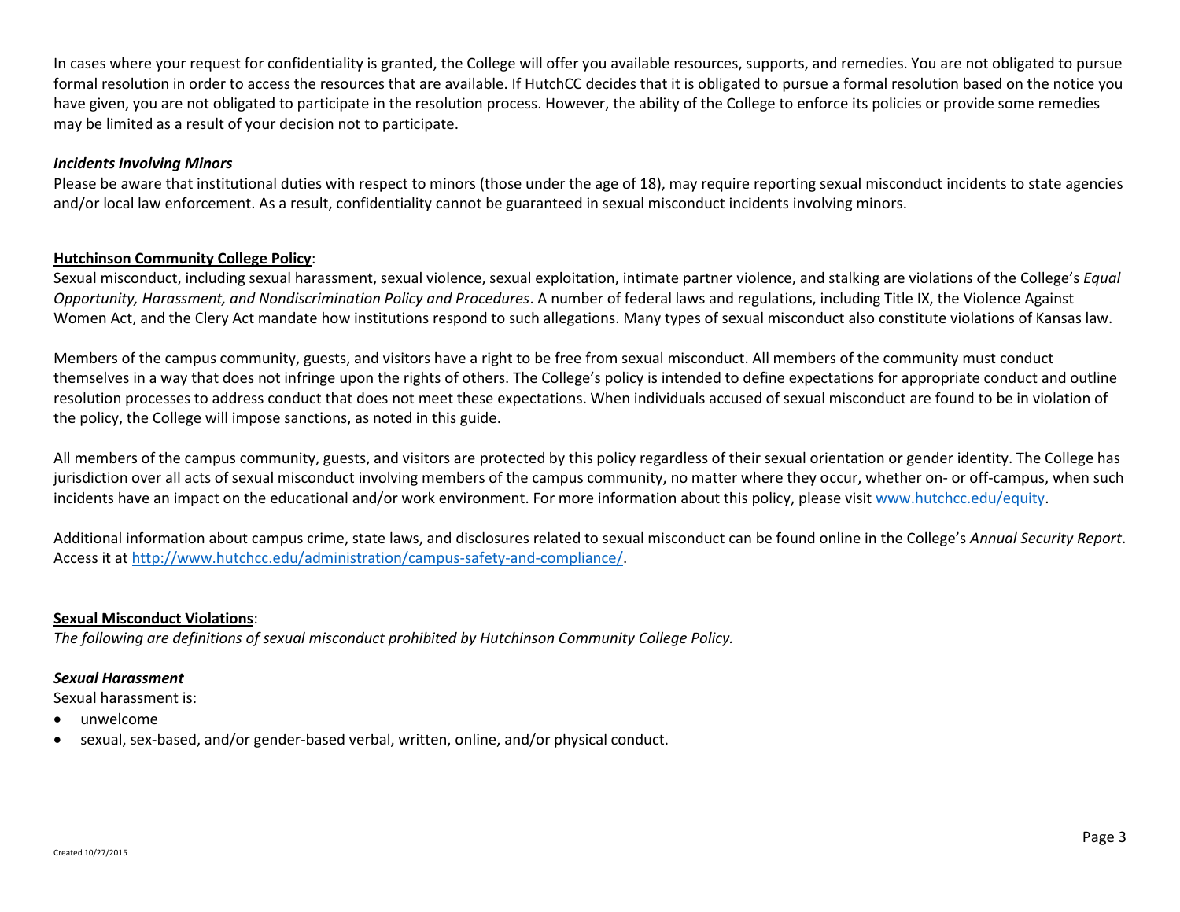In cases where your request for confidentiality is granted, the College will offer you available resources, supports, and remedies. You are not obligated to pursue formal resolution in order to access the resources that are available. If HutchCC decides that it is obligated to pursue a formal resolution based on the notice you have given, you are not obligated to participate in the resolution process. However, the ability of the College to enforce its policies or provide some remedies may be limited as a result of your decision not to participate.

***Incidents Involving Minors***

Please be aware that institutional duties with respect to minors (those under the age of 18), may require reporting sexual misconduct incidents to state agencies and/or local law enforcement. As a result, confidentiality cannot be guaranteed in sexual misconduct incidents involving minors.

**Hutchinson Community College Policy**:

Sexual misconduct, including sexual harassment, sexual violence, sexual exploitation, intimate partner violence, and stalking are violations of the College's *Equal Opportunity, Harassment, and Nondiscrimination Policy and Procedures*. A number of federal laws and regulations, including Title IX, the Violence Against Women Act, and the Clery Act mandate how institutions respond to such allegations. Many types of sexual misconduct also constitute violations of Kansas law.

Members of the campus community, guests, and visitors have a right to be free from sexual misconduct. All members of the community must conduct themselves in a way that does not infringe upon the rights of others. The College's policy is intended to define expectations for appropriate conduct and outline resolution processes to address conduct that does not meet these expectations. When individuals accused of sexual misconduct are found to be in violation of the policy, the College will impose sanctions, as noted in this guide.

All members of the campus community, guests, and visitors are protected by this policy regardless of their sexual orientation or gender identity. The College has jurisdiction over all acts of sexual misconduct involving members of the campus community, no matter where they occur, whether on- or off-campus, when such incidents have an impact on the educational and/or work environment. For more information about this policy, please visit [www.hutchcc.edu/equity](www.hutchcc.edu/equity).

Additional information about campus crime, state laws, and disclosures related to sexual misconduct can be found online in the College's *Annual Security Report*. Access it at [http://www.hutchcc.edu/administration/campus-safety-and-compliance/](http://www.hutchcc.edu/administration/campus-safety-and-compliance/).

**Sexual Misconduct Violations**:

*The following are definitions of sexual misconduct prohibited by Hutchinson Community College Policy.*

***Sexual Harassment***

Sexual harassment is:

- unwelcome
- sexual, sex-based, and/or gender-based verbal, written, online, and/or physical conduct.

Created 10/27/2015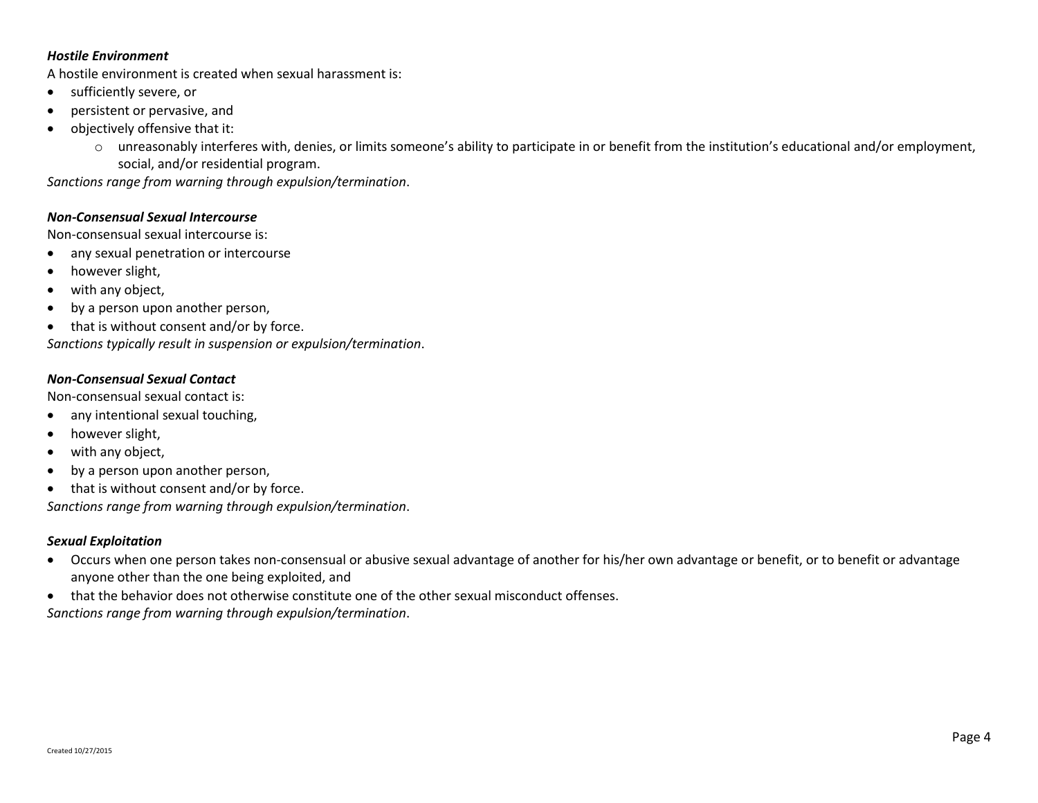***Hostile Environment***

A hostile environment is created when sexual harassment is:

- sufficiently severe, or
- persistent or pervasive, and
- objectively offensive that it:
    - unreasonably interferes with, denies, or limits someone's ability to participate in or benefit from the institution's educational and/or employment, social, and/or residential program.

*Sanctions range from warning through expulsion/termination*.

***Non-Consensual Sexual Intercourse***

Non-consensual sexual intercourse is:

- any sexual penetration or intercourse
- however slight,
- with any object,
- by a person upon another person,
- that is without consent and/or by force.

*Sanctions typically result in suspension or expulsion/termination*.

***Non-Consensual Sexual Contact***

Non-consensual sexual contact is:

- any intentional sexual touching,
- however slight,
- with any object,
- by a person upon another person,
- that is without consent and/or by force.

*Sanctions range from warning through expulsion/termination*.

***Sexual Exploitation***

- Occurs when one person takes non-consensual or abusive sexual advantage of another for his/her own advantage or benefit, or to benefit or advantage anyone other than the one being exploited, and
- that the behavior does not otherwise constitute one of the other sexual misconduct offenses.

*Sanctions range from warning through expulsion/termination*.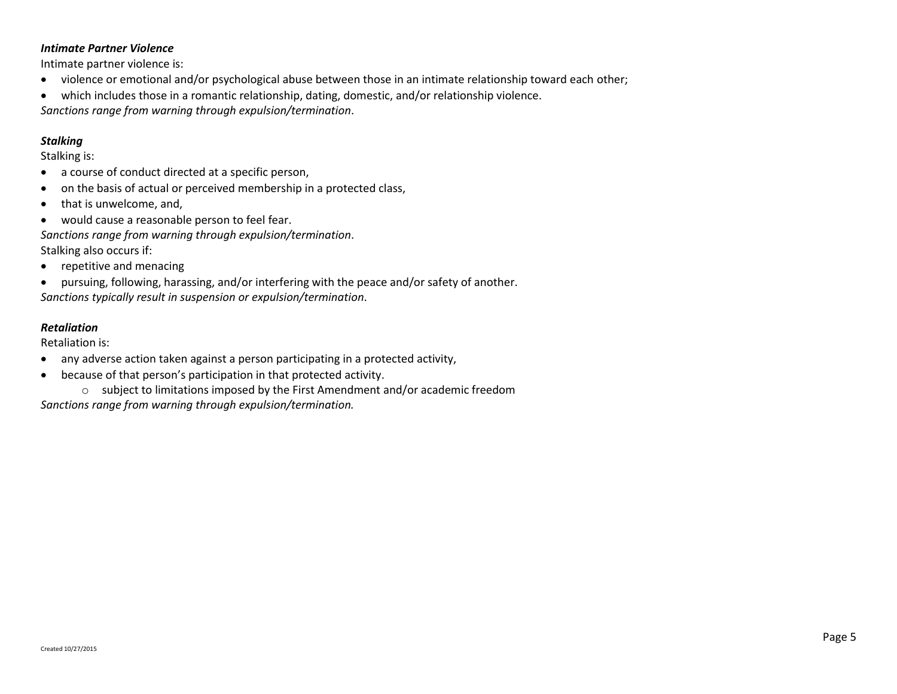***Intimate Partner Violence***

Intimate partner violence is:

- violence or emotional and/or psychological abuse between those in an intimate relationship toward each other;
- which includes those in a romantic relationship, dating, domestic, and/or relationship violence.

*Sanctions range from warning through expulsion/termination*.

***Stalking***

Stalking is:

- a course of conduct directed at a specific person,
- on the basis of actual or perceived membership in a protected class,
- that is unwelcome, and,
- would cause a reasonable person to feel fear.

*Sanctions range from warning through expulsion/termination*.

Stalking also occurs if:

- repetitive and menacing
- pursuing, following, harassing, and/or interfering with the peace and/or safety of another.

*Sanctions typically result in suspension or expulsion/termination*.

***Retaliation***

Retaliation is:

- any adverse action taken against a person participating in a protected activity,
- because of that person's participation in that protected activity.
  - subject to limitations imposed by the First Amendment and/or academic freedom

*Sanctions range from warning through expulsion/termination.*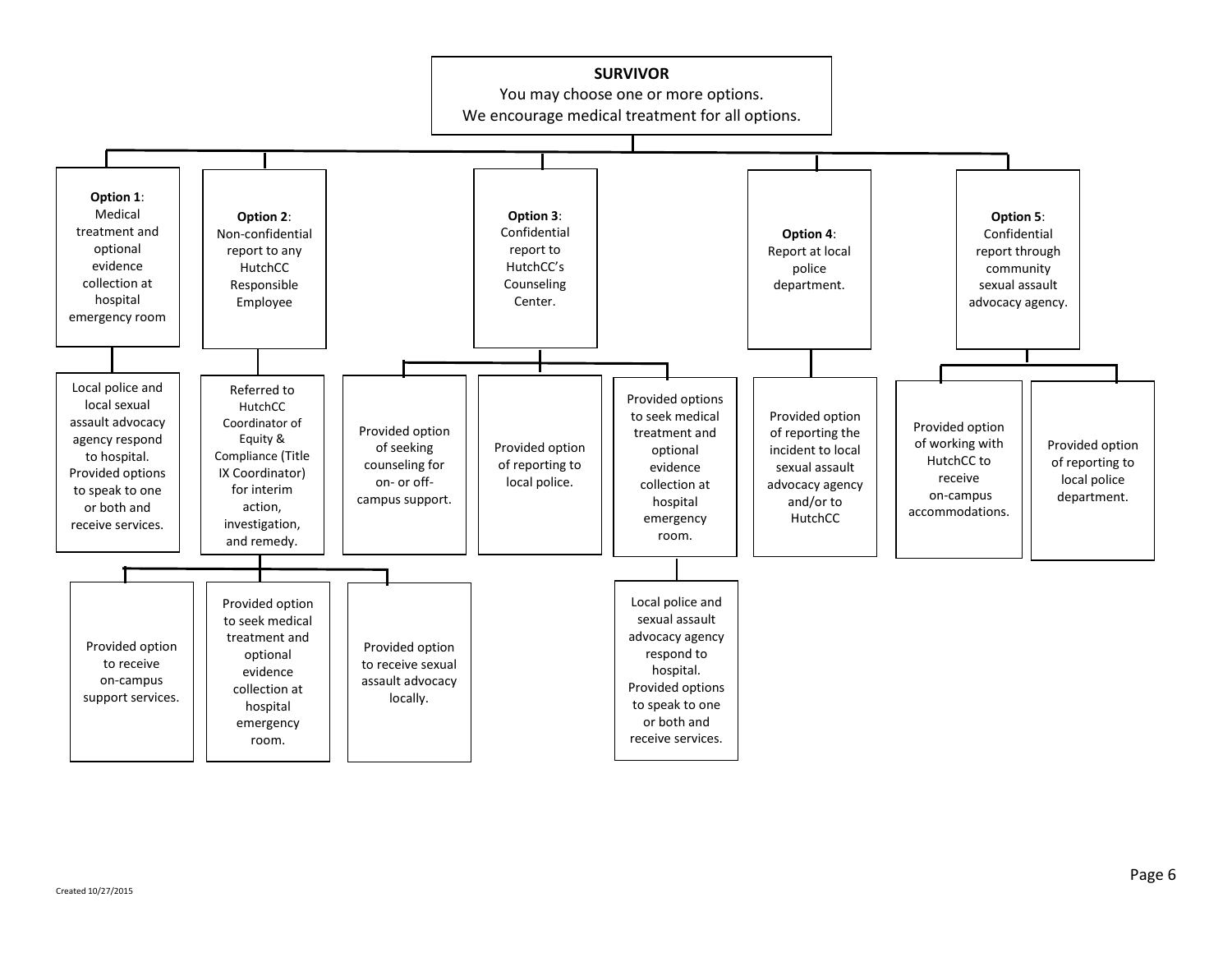**SURVIVOR**

You may choose one or more options.
We encourage medical treatment for all options.

**Option 1**: Medical treatment and optional evidence collection at hospital emergency room

- Local police and local sexual assault advocacy agency respond to hospital. Provided options to speak to one or both and receive services.

**Option 2**: Non-confidential report to any HutchCC Responsible Employee

- Referred to HutchCC Coordinator of Equity & Compliance (Title IX Coordinator) for interim action, investigation, and remedy.
  - Provided option to receive on-campus support services.
  - Provided option to seek medical treatment and optional evidence collection at hospital emergency room.
  - Provided option to receive sexual assault advocacy locally.

**Option 3**: Confidential report to HutchCC's Counseling Center.

- Provided option of seeking counseling for on- or off-campus support.
- Provided option of reporting to local police.
- Provided options to seek medical treatment and optional evidence collection at hospital emergency room.
  - Local police and sexual assault advocacy agency respond to hospital. Provided options to speak to one or both and receive services.

**Option 4**: Report at local police department.

- Provided option of reporting the incident to local sexual assault advocacy agency and/or to HutchCC

**Option 5**: Confidential report through community sexual assault advocacy agency.

- Provided option of working with HutchCC to receive on-campus accommodations.
- Provided option of reporting to local police department.

Created 10/27/2015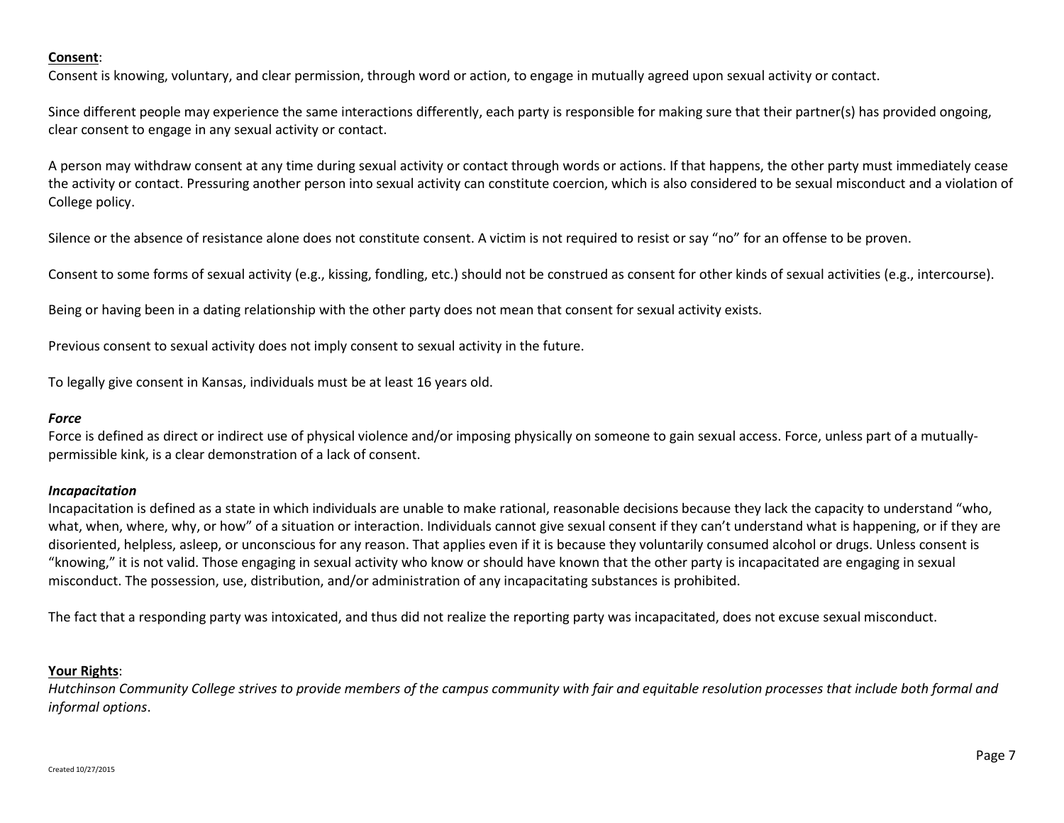**Consent**:

Consent is knowing, voluntary, and clear permission, through word or action, to engage in mutually agreed upon sexual activity or contact.

Since different people may experience the same interactions differently, each party is responsible for making sure that their partner(s) has provided ongoing, clear consent to engage in any sexual activity or contact.

A person may withdraw consent at any time during sexual activity or contact through words or actions. If that happens, the other party must immediately cease the activity or contact. Pressuring another person into sexual activity can constitute coercion, which is also considered to be sexual misconduct and a violation of College policy.

Silence or the absence of resistance alone does not constitute consent. A victim is not required to resist or say "no" for an offense to be proven.

Consent to some forms of sexual activity (e.g., kissing, fondling, etc.) should not be construed as consent for other kinds of sexual activities (e.g., intercourse).

Being or having been in a dating relationship with the other party does not mean that consent for sexual activity exists.

Previous consent to sexual activity does not imply consent to sexual activity in the future.

To legally give consent in Kansas, individuals must be at least 16 years old.

***Force***

Force is defined as direct or indirect use of physical violence and/or imposing physically on someone to gain sexual access. Force, unless part of a mutually-permissible kink, is a clear demonstration of a lack of consent.

***Incapacitation***

Incapacitation is defined as a state in which individuals are unable to make rational, reasonable decisions because they lack the capacity to understand "who, what, when, where, why, or how" of a situation or interaction. Individuals cannot give sexual consent if they can't understand what is happening, or if they are disoriented, helpless, asleep, or unconscious for any reason. That applies even if it is because they voluntarily consumed alcohol or drugs. Unless consent is "knowing," it is not valid. Those engaging in sexual activity who know or should have known that the other party is incapacitated are engaging in sexual misconduct. The possession, use, distribution, and/or administration of any incapacitating substances is prohibited.

The fact that a responding party was intoxicated, and thus did not realize the reporting party was incapacitated, does not excuse sexual misconduct.

**Your Rights**:

*Hutchinson Community College strives to provide members of the campus community with fair and equitable resolution processes that include both formal and informal options*.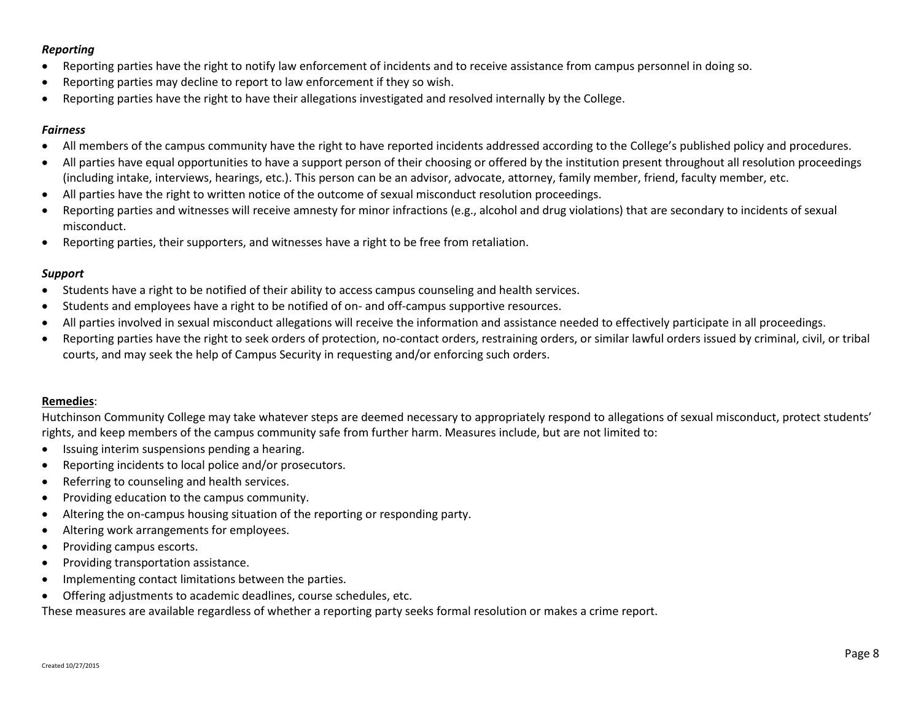***Reporting***

- Reporting parties have the right to notify law enforcement of incidents and to receive assistance from campus personnel in doing so.
- Reporting parties may decline to report to law enforcement if they so wish.
- Reporting parties have the right to have their allegations investigated and resolved internally by the College.

***Fairness***

- All members of the campus community have the right to have reported incidents addressed according to the College's published policy and procedures.
- All parties have equal opportunities to have a support person of their choosing or offered by the institution present throughout all resolution proceedings (including intake, interviews, hearings, etc.). This person can be an advisor, advocate, attorney, family member, friend, faculty member, etc.
- All parties have the right to written notice of the outcome of sexual misconduct resolution proceedings.
- Reporting parties and witnesses will receive amnesty for minor infractions (e.g., alcohol and drug violations) that are secondary to incidents of sexual misconduct.
- Reporting parties, their supporters, and witnesses have a right to be free from retaliation.

***Support***

- Students have a right to be notified of their ability to access campus counseling and health services.
- Students and employees have a right to be notified of on- and off-campus supportive resources.
- All parties involved in sexual misconduct allegations will receive the information and assistance needed to effectively participate in all proceedings.
- Reporting parties have the right to seek orders of protection, no-contact orders, restraining orders, or similar lawful orders issued by criminal, civil, or tribal courts, and may seek the help of Campus Security in requesting and/or enforcing such orders.

<u>**Remedies**</u>:

Hutchinson Community College may take whatever steps are deemed necessary to appropriately respond to allegations of sexual misconduct, protect students' rights, and keep members of the campus community safe from further harm. Measures include, but are not limited to:

- Issuing interim suspensions pending a hearing.
- Reporting incidents to local police and/or prosecutors.
- Referring to counseling and health services.
- Providing education to the campus community.
- Altering the on-campus housing situation of the reporting or responding party.
- Altering work arrangements for employees.
- Providing campus escorts.
- Providing transportation assistance.
- Implementing contact limitations between the parties.
- Offering adjustments to academic deadlines, course schedules, etc.

These measures are available regardless of whether a reporting party seeks formal resolution or makes a crime report.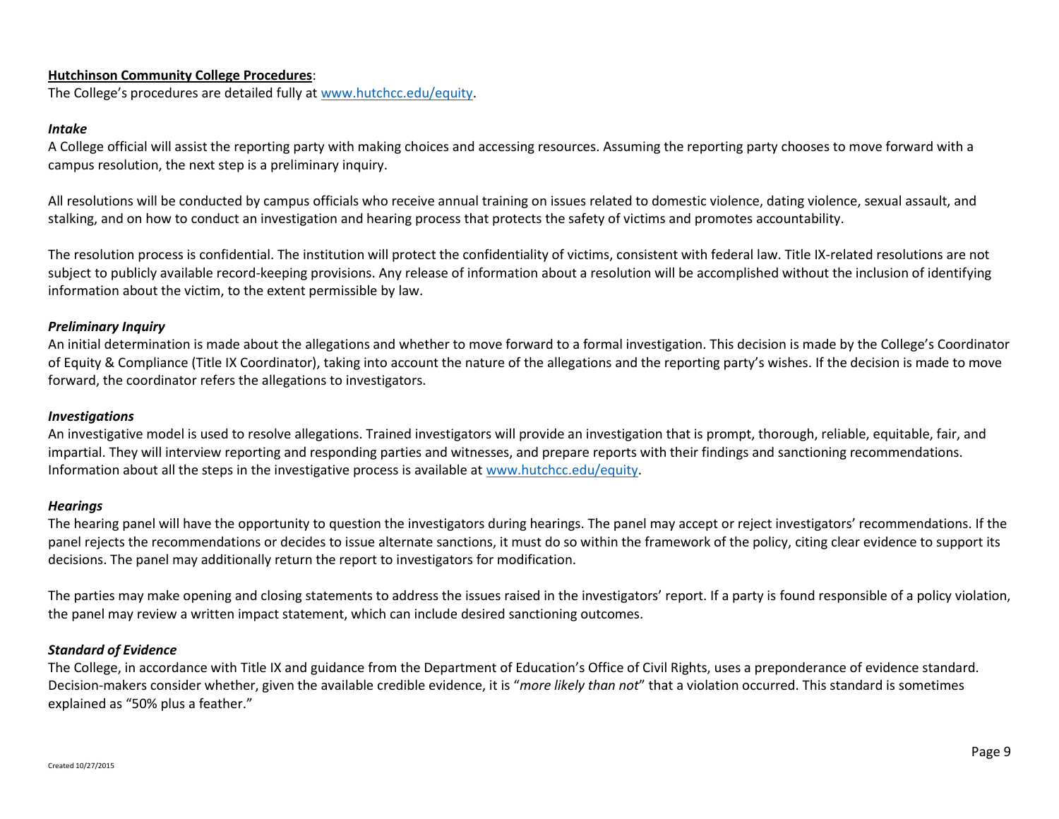**<u>Hutchinson Community College Procedures</u>**:
The College's procedures are detailed fully at www.hutchcc.edu/equity.

***Intake***
A College official will assist the reporting party with making choices and accessing resources. Assuming the reporting party chooses to move forward with a campus resolution, the next step is a preliminary inquiry.

All resolutions will be conducted by campus officials who receive annual training on issues related to domestic violence, dating violence, sexual assault, and stalking, and on how to conduct an investigation and hearing process that protects the safety of victims and promotes accountability.

The resolution process is confidential. The institution will protect the confidentiality of victims, consistent with federal law. Title IX-related resolutions are not subject to publicly available record-keeping provisions. Any release of information about a resolution will be accomplished without the inclusion of identifying information about the victim, to the extent permissible by law.

***Preliminary Inquiry***
An initial determination is made about the allegations and whether to move forward to a formal investigation. This decision is made by the College's Coordinator of Equity & Compliance (Title IX Coordinator), taking into account the nature of the allegations and the reporting party's wishes. If the decision is made to move forward, the coordinator refers the allegations to investigators.

***Investigations***
An investigative model is used to resolve allegations. Trained investigators will provide an investigation that is prompt, thorough, reliable, equitable, fair, and impartial. They will interview reporting and responding parties and witnesses, and prepare reports with their findings and sanctioning recommendations. Information about all the steps in the investigative process is available at www.hutchcc.edu/equity.

***Hearings***
The hearing panel will have the opportunity to question the investigators during hearings. The panel may accept or reject investigators' recommendations. If the panel rejects the recommendations or decides to issue alternate sanctions, it must do so within the framework of the policy, citing clear evidence to support its decisions. The panel may additionally return the report to investigators for modification.

The parties may make opening and closing statements to address the issues raised in the investigators' report. If a party is found responsible of a policy violation, the panel may review a written impact statement, which can include desired sanctioning outcomes.

***Standard of Evidence***
The College, in accordance with Title IX and guidance from the Department of Education's Office of Civil Rights, uses a preponderance of evidence standard. Decision-makers consider whether, given the available credible evidence, it is "*more likely than not*" that a violation occurred. This standard is sometimes explained as "50% plus a feather."

Created 10/27/2015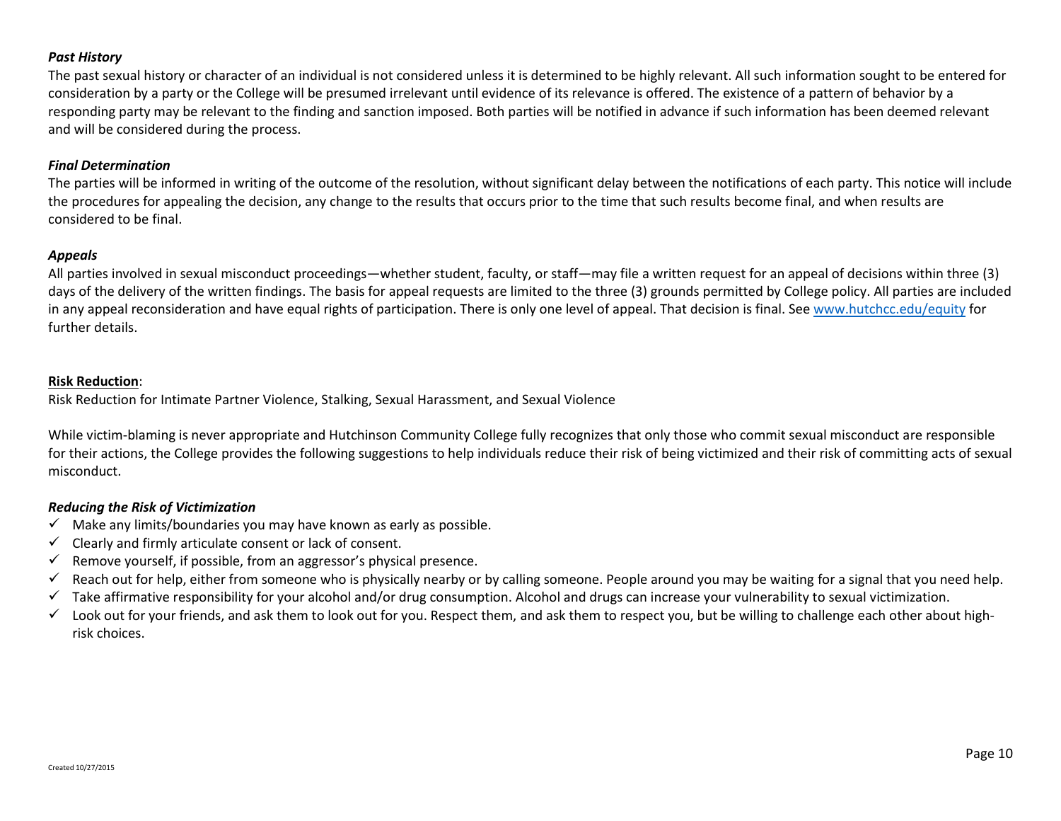### *Past History*

The past sexual history or character of an individual is not considered unless it is determined to be highly relevant. All such information sought to be entered for consideration by a party or the College will be presumed irrelevant until evidence of its relevance is offered. The existence of a pattern of behavior by a responding party may be relevant to the finding and sanction imposed. Both parties will be notified in advance if such information has been deemed relevant and will be considered during the process.

### *Final Determination*

The parties will be informed in writing of the outcome of the resolution, without significant delay between the notifications of each party. This notice will include the procedures for appealing the decision, any change to the results that occurs prior to the time that such results become final, and when results are considered to be final.

### *Appeals*

All parties involved in sexual misconduct proceedings—whether student, faculty, or staff—may file a written request for an appeal of decisions within three (3) days of the delivery of the written findings. The basis for appeal requests are limited to the three (3) grounds permitted by College policy. All parties are included in any appeal reconsideration and have equal rights of participation. There is only one level of appeal. That decision is final. See [www.hutchcc.edu/equity](http://www.hutchcc.edu/equity) for further details.

## Risk Reduction:

Risk Reduction for Intimate Partner Violence, Stalking, Sexual Harassment, and Sexual Violence

While victim-blaming is never appropriate and Hutchinson Community College fully recognizes that only those who commit sexual misconduct are responsible for their actions, the College provides the following suggestions to help individuals reduce their risk of being victimized and their risk of committing acts of sexual misconduct.

### *Reducing the Risk of Victimization*

- ✓ Make any limits/boundaries you may have known as early as possible.
- ✓ Clearly and firmly articulate consent or lack of consent.
- ✓ Remove yourself, if possible, from an aggressor's physical presence.
- ✓ Reach out for help, either from someone who is physically nearby or by calling someone. People around you may be waiting for a signal that you need help.
- ✓ Take affirmative responsibility for your alcohol and/or drug consumption. Alcohol and drugs can increase your vulnerability to sexual victimization.
- ✓ Look out for your friends, and ask them to look out for you. Respect them, and ask them to respect you, but be willing to challenge each other about high-risk choices.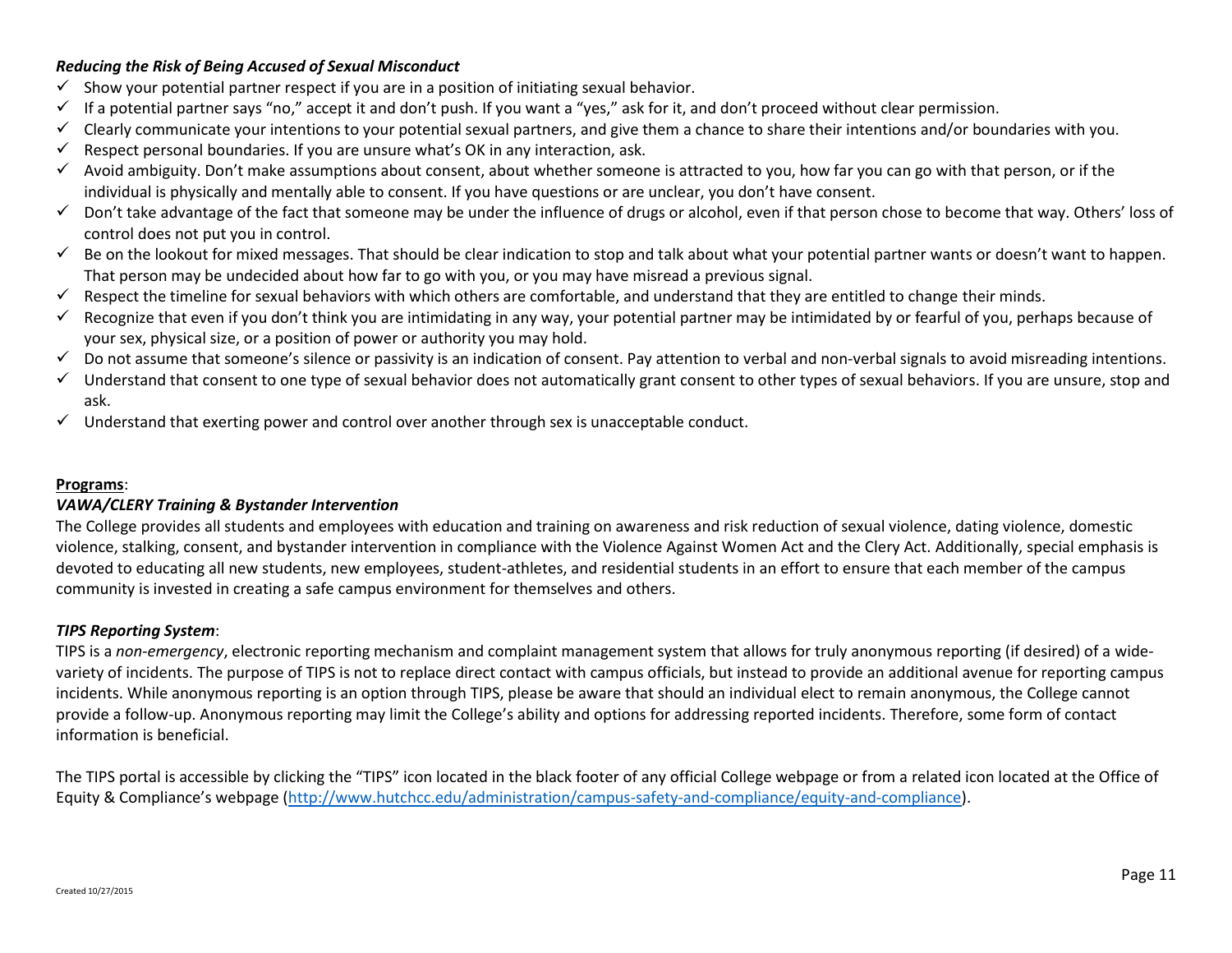***Reducing the Risk of Being Accused of Sexual Misconduct***

- ✓ Show your potential partner respect if you are in a position of initiating sexual behavior.
- ✓ If a potential partner says "no," accept it and don't push. If you want a "yes," ask for it, and don't proceed without clear permission.
- ✓ Clearly communicate your intentions to your potential sexual partners, and give them a chance to share their intentions and/or boundaries with you.
- ✓ Respect personal boundaries. If you are unsure what's OK in any interaction, ask.
- ✓ Avoid ambiguity. Don't make assumptions about consent, about whether someone is attracted to you, how far you can go with that person, or if the individual is physically and mentally able to consent. If you have questions or are unclear, you don't have consent.
- ✓ Don't take advantage of the fact that someone may be under the influence of drugs or alcohol, even if that person chose to become that way. Others' loss of control does not put you in control.
- ✓ Be on the lookout for mixed messages. That should be clear indication to stop and talk about what your potential partner wants or doesn't want to happen. That person may be undecided about how far to go with you, or you may have misread a previous signal.
- ✓ Respect the timeline for sexual behaviors with which others are comfortable, and understand that they are entitled to change their minds.
- ✓ Recognize that even if you don't think you are intimidating in any way, your potential partner may be intimidated by or fearful of you, perhaps because of your sex, physical size, or a position of power or authority you may hold.
- ✓ Do not assume that someone's silence or passivity is an indication of consent. Pay attention to verbal and non-verbal signals to avoid misreading intentions.
- ✓ Understand that consent to one type of sexual behavior does not automatically grant consent to other types of sexual behaviors. If you are unsure, stop and ask.
- ✓ Understand that exerting power and control over another through sex is unacceptable conduct.

**Programs**:

***VAWA/CLERY Training & Bystander Intervention***

The College provides all students and employees with education and training on awareness and risk reduction of sexual violence, dating violence, domestic violence, stalking, consent, and bystander intervention in compliance with the Violence Against Women Act and the Clery Act. Additionally, special emphasis is devoted to educating all new students, new employees, student-athletes, and residential students in an effort to ensure that each member of the campus community is invested in creating a safe campus environment for themselves and others.

***TIPS Reporting System***:

TIPS is a *non-emergency*, electronic reporting mechanism and complaint management system that allows for truly anonymous reporting (if desired) of a wide-variety of incidents. The purpose of TIPS is not to replace direct contact with campus officials, but instead to provide an additional avenue for reporting campus incidents. While anonymous reporting is an option through TIPS, please be aware that should an individual elect to remain anonymous, the College cannot provide a follow-up. Anonymous reporting may limit the College's ability and options for addressing reported incidents. Therefore, some form of contact information is beneficial.

The TIPS portal is accessible by clicking the "TIPS" icon located in the black footer of any official College webpage or from a related icon located at the Office of Equity & Compliance's webpage (http://www.hutchcc.edu/administration/campus-safety-and-compliance/equity-and-compliance).

Created 10/27/2015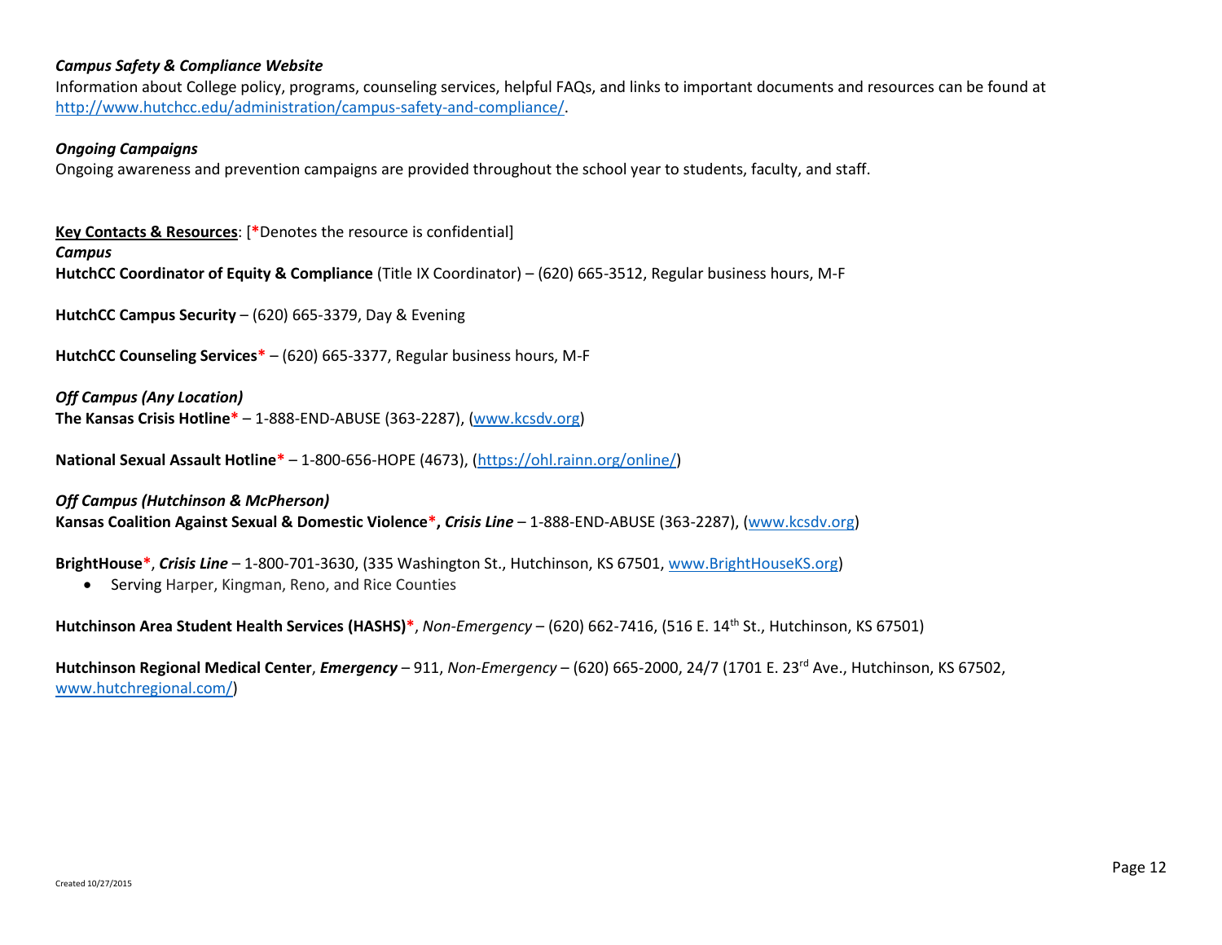***Campus Safety & Compliance Website***

Information about College policy, programs, counseling services, helpful FAQs, and links to important documents and resources can be found at http://www.hutchcc.edu/administration/campus-safety-and-compliance/.

***Ongoing Campaigns***

Ongoing awareness and prevention campaigns are provided throughout the school year to students, faculty, and staff.

**Key Contacts & Resources**: [**\***Denotes the resource is confidential]

***Campus***

**HutchCC Coordinator of Equity & Compliance** (Title IX Coordinator) – (620) 665-3512, Regular business hours, M-F

**HutchCC Campus Security** – (620) 665-3379, Day & Evening

**HutchCC Counseling Services*** – (620) 665-3377, Regular business hours, M-F

***Off Campus (Any Location)***

**The Kansas Crisis Hotline*** – 1-888-END-ABUSE (363-2287), (www.kcsdv.org)

**National Sexual Assault Hotline*** – 1-800-656-HOPE (4673), (https://ohl.rainn.org/online/)

***Off Campus (Hutchinson & McPherson)***

**Kansas Coalition Against Sexual & Domestic Violence*, *Crisis Line*** – 1-888-END-ABUSE (363-2287), (www.kcsdv.org)

**BrightHouse***, ***Crisis Line*** – 1-800-701-3630, (335 Washington St., Hutchinson, KS 67501, www.BrightHouseKS.org)

- Serving Harper, Kingman, Reno, and Rice Counties

**Hutchinson Area Student Health Services (HASHS)***, *Non-Emergency* – (620) 662-7416, (516 E. 14th St., Hutchinson, KS 67501)

**Hutchinson Regional Medical Center**, ***Emergency*** – 911, *Non-Emergency* – (620) 665-2000, 24/7 (1701 E. 23rd Ave., Hutchinson, KS 67502, www.hutchregional.com/)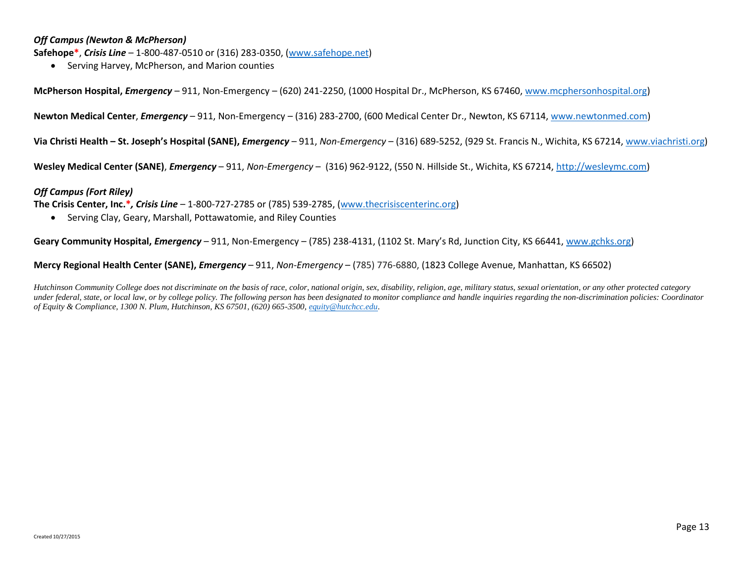***Off Campus (Newton & McPherson)***

**Safehope***, ***Crisis Line*** – 1-800-487-0510 or (316) 283-0350, (www.safehope.net)

- Serving Harvey, McPherson, and Marion counties

**McPherson Hospital,** ***Emergency*** – 911, Non-Emergency – (620) 241-2250, (1000 Hospital Dr., McPherson, KS 67460, www.mcphersonhospital.org)

**Newton Medical Center**, ***Emergency*** – 911, Non-Emergency – (316) 283-2700, (600 Medical Center Dr., Newton, KS 67114, www.newtonmed.com)

**Via Christi Health – St. Joseph's Hospital (SANE),** ***Emergency*** – 911, *Non-Emergency* – (316) 689-5252, (929 St. Francis N., Wichita, KS 67214, www.viachristi.org)

**Wesley Medical Center (SANE)**, ***Emergency*** – 911, *Non-Emergency* – (316) 962-9122, (550 N. Hillside St., Wichita, KS 67214, http://wesleymc.com)

***Off Campus (Fort Riley)***

**The Crisis Center, Inc.***, ***Crisis Line*** – 1-800-727-2785 or (785) 539-2785, (www.thecrisiscenterinc.org)

- Serving Clay, Geary, Marshall, Pottawatomie, and Riley Counties

**Geary Community Hospital,** ***Emergency*** – 911, Non-Emergency – (785) 238-4131, (1102 St. Mary's Rd, Junction City, KS 66441, www.gchks.org)

**Mercy Regional Health Center (SANE),** ***Emergency*** – 911, *Non-Emergency* – (785) 776-6880, (1823 College Avenue, Manhattan, KS 66502)

*Hutchinson Community College does not discriminate on the basis of race, color, national origin, sex, disability, religion, age, military status, sexual orientation, or any other protected category under federal, state, or local law, or by college policy. The following person has been designated to monitor compliance and handle inquiries regarding the non-discrimination policies: Coordinator of Equity & Compliance, 1300 N. Plum, Hutchinson, KS 67501, (620) 665-3500, equity@hutchcc.edu.*

Created 10/27/2015